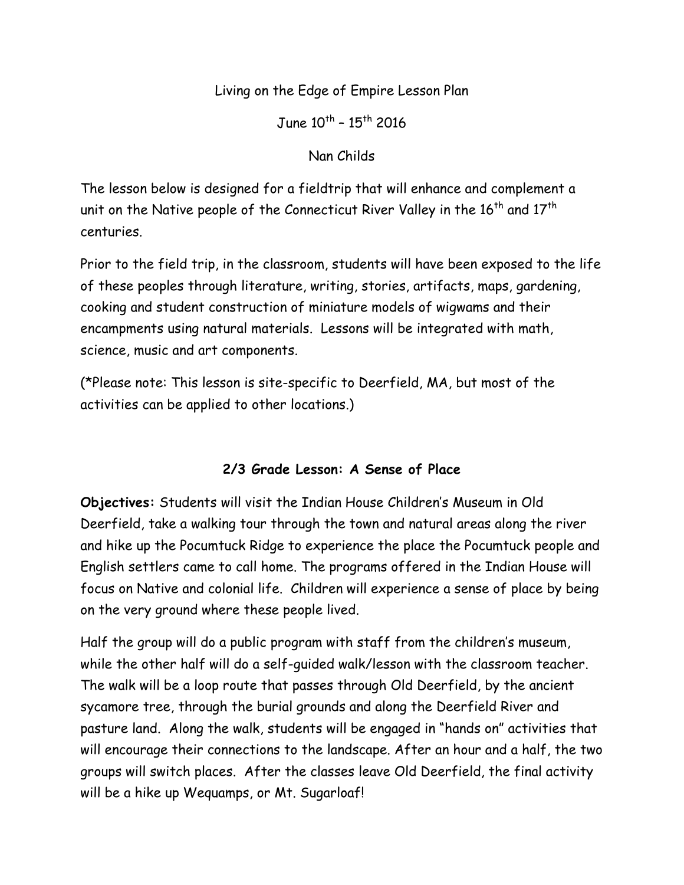Living on the Edge of Empire Lesson Plan

June 10th – 15th 2016

Nan Childs

The lesson below is designed for a fieldtrip that will enhance and complement a unit on the Native people of the Connecticut River Valley in the 16th and 17th centuries.

Prior to the field trip, in the classroom, students will have been exposed to the life of these peoples through literature, writing, stories, artifacts, maps, gardening, cooking and student construction of miniature models of wigwams and their encampments using natural materials. Lessons will be integrated with math, science, music and art components.

(*Please note: This lesson is site-specific to Deerfield, MA, but most of the activities can be applied to other locations.)

## 2/3 Grade Lesson: A Sense of Place

**Objectives:** Students will visit the Indian House Children's Museum in Old Deerfield, take a walking tour through the town and natural areas along the river and hike up the Pocumtuck Ridge to experience the place the Pocumtuck people and English settlers came to call home. The programs offered in the Indian House will focus on Native and colonial life. Children will experience a sense of place by being on the very ground where these people lived.

Half the group will do a public program with staff from the children's museum, while the other half will do a self-guided walk/lesson with the classroom teacher. The walk will be a loop route that passes through Old Deerfield, by the ancient sycamore tree, through the burial grounds and along the Deerfield River and pasture land. Along the walk, students will be engaged in "hands on" activities that will encourage their connections to the landscape. After an hour and a half, the two groups will switch places. After the classes leave Old Deerfield, the final activity will be a hike up Wequamps, or Mt. Sugarloaf!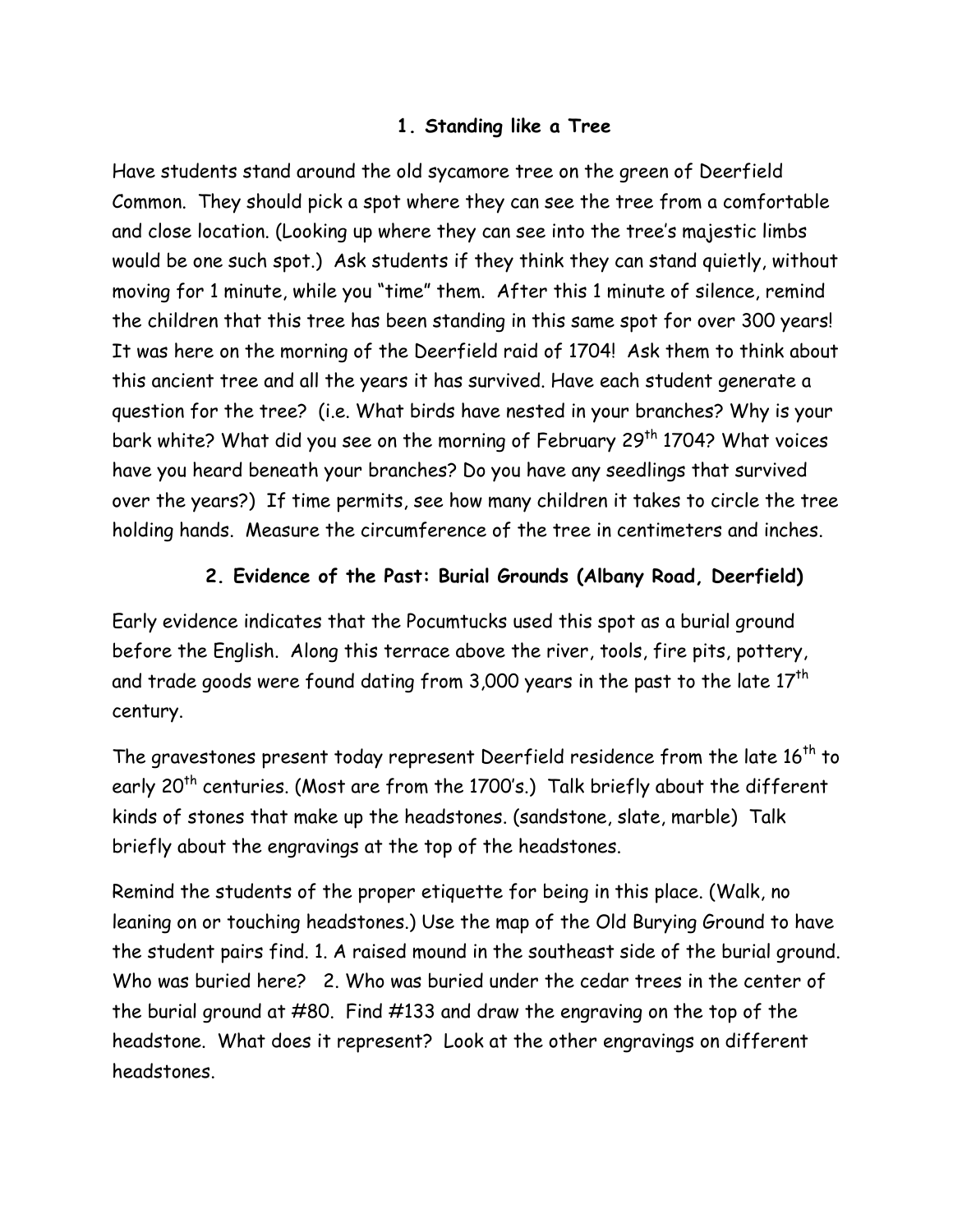### 1. Standing like a Tree

Have students stand around the old sycamore tree on the green of Deerfield Common. They should pick a spot where they can see the tree from a comfortable and close location. (Looking up where they can see into the tree's majestic limbs would be one such spot.) Ask students if they think they can stand quietly, without moving for 1 minute, while you "time" them. After this 1 minute of silence, remind the children that this tree has been standing in this same spot for over 300 years! It was here on the morning of the Deerfield raid of 1704! Ask them to think about this ancient tree and all the years it has survived. Have each student generate a question for the tree? (i.e. What birds have nested in your branches? Why is your bark white? What did you see on the morning of February 29th 1704? What voices have you heard beneath your branches? Do you have any seedlings that survived over the years?) If time permits, see how many children it takes to circle the tree holding hands. Measure the circumference of the tree in centimeters and inches.

### 2. Evidence of the Past: Burial Grounds (Albany Road, Deerfield)

Early evidence indicates that the Pocumtucks used this spot as a burial ground before the English. Along this terrace above the river, tools, fire pits, pottery, and trade goods were found dating from 3,000 years in the past to the late 17th century.

The gravestones present today represent Deerfield residence from the late 16th to early 20th centuries. (Most are from the 1700's.) Talk briefly about the different kinds of stones that make up the headstones. (sandstone, slate, marble) Talk briefly about the engravings at the top of the headstones.

Remind the students of the proper etiquette for being in this place. (Walk, no leaning on or touching headstones.) Use the map of the Old Burying Ground to have the student pairs find. 1. A raised mound in the southeast side of the burial ground. Who was buried here? 2. Who was buried under the cedar trees in the center of the burial ground at #80. Find #133 and draw the engraving on the top of the headstone. What does it represent? Look at the other engravings on different headstones.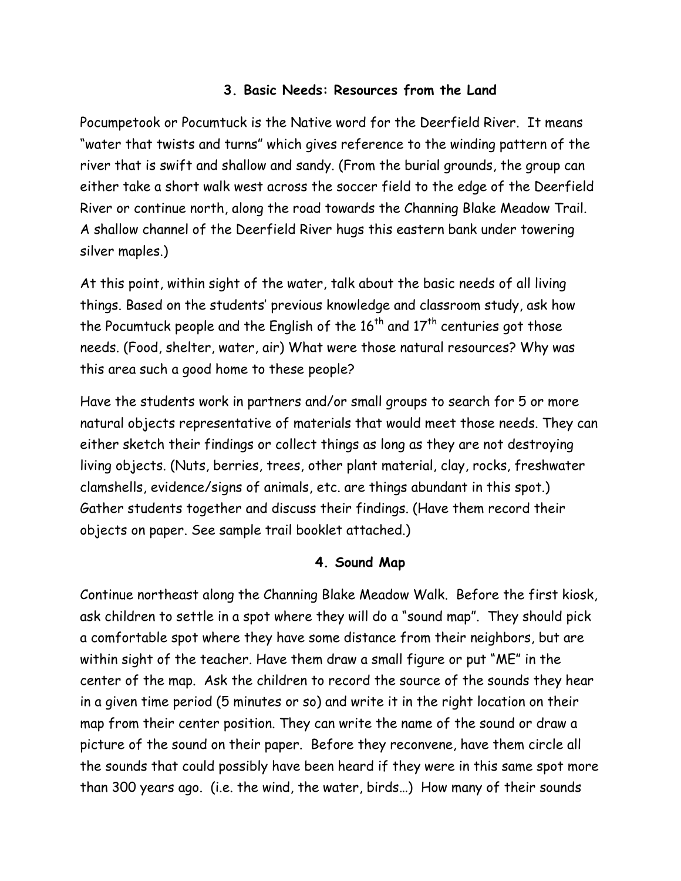### 3. Basic Needs: Resources from the Land

Pocumpetook or Pocumtuck is the Native word for the Deerfield River. It means "water that twists and turns" which gives reference to the winding pattern of the river that is swift and shallow and sandy. (From the burial grounds, the group can either take a short walk west across the soccer field to the edge of the Deerfield River or continue north, along the road towards the Channing Blake Meadow Trail. A shallow channel of the Deerfield River hugs this eastern bank under towering silver maples.)

At this point, within sight of the water, talk about the basic needs of all living things. Based on the students' previous knowledge and classroom study, ask how the Pocumtuck people and the English of the 16th and 17th centuries got those needs. (Food, shelter, water, air) What were those natural resources? Why was this area such a good home to these people?

Have the students work in partners and/or small groups to search for 5 or more natural objects representative of materials that would meet those needs. They can either sketch their findings or collect things as long as they are not destroying living objects. (Nuts, berries, trees, other plant material, clay, rocks, freshwater clamshells, evidence/signs of animals, etc. are things abundant in this spot.) Gather students together and discuss their findings. (Have them record their objects on paper. See sample trail booklet attached.)

### 4. Sound Map

Continue northeast along the Channing Blake Meadow Walk. Before the first kiosk, ask children to settle in a spot where they will do a "sound map". They should pick a comfortable spot where they have some distance from their neighbors, but are within sight of the teacher. Have them draw a small figure or put "ME" in the center of the map. Ask the children to record the source of the sounds they hear in a given time period (5 minutes or so) and write it in the right location on their map from their center position. They can write the name of the sound or draw a picture of the sound on their paper. Before they reconvene, have them circle all the sounds that could possibly have been heard if they were in this same spot more than 300 years ago. (i.e. the wind, the water, birds…) How many of their sounds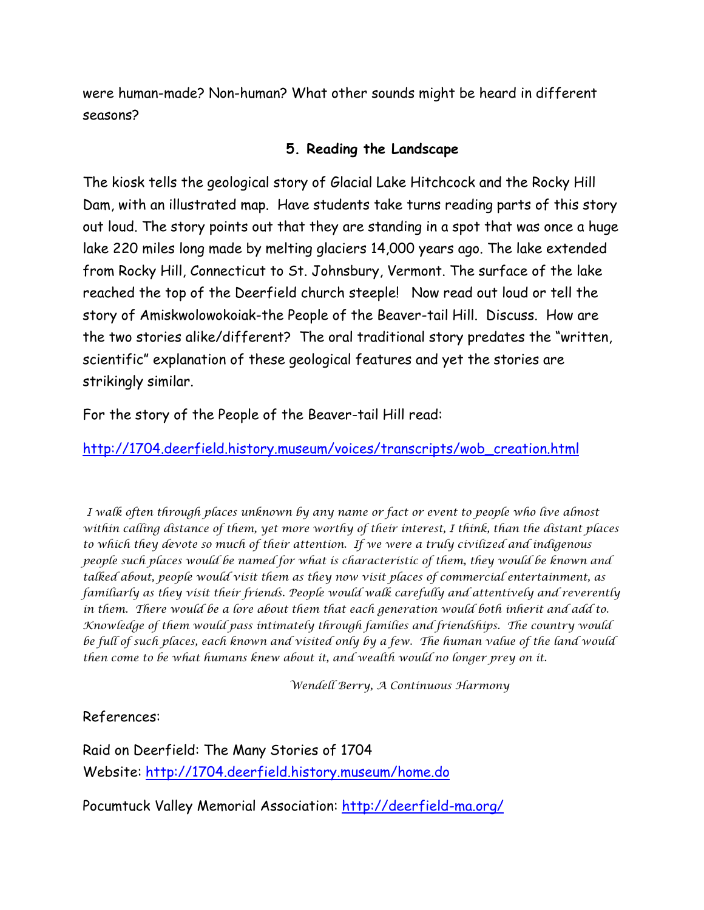were human-made? Non-human? What other sounds might be heard in different seasons?

### 5. Reading the Landscape

The kiosk tells the geological story of Glacial Lake Hitchcock and the Rocky Hill Dam, with an illustrated map. Have students take turns reading parts of this story out loud. The story points out that they are standing in a spot that was once a huge lake 220 miles long made by melting glaciers 14,000 years ago. The lake extended from Rocky Hill, Connecticut to St. Johnsbury, Vermont. The surface of the lake reached the top of the Deerfield church steeple! Now read out loud or tell the story of Amiskwolowokoiak-the People of the Beaver-tail Hill. Discuss. How are the two stories alike/different? The oral traditional story predates the "written, scientific" explanation of these geological features and yet the stories are strikingly similar.

For the story of the People of the Beaver-tail Hill read:

http://1704.deerfield.history.museum/voices/transcripts/wob_creation.html

*I walk often through places unknown by any name or fact or event to people who live almost within calling distance of them, yet more worthy of their interest, I think, than the distant places to which they devote so much of their attention. If we were a truly civilized and indigenous people such places would be named for what is characteristic of them, they would be known and talked about, people would visit them as they now visit places of commercial entertainment, as familiarly as they visit their friends. People would walk carefully and attentively and reverently in them. There would be a lore about them that each generation would both inherit and add to. Knowledge of them would pass intimately through families and friendships. The country would be full of such places, each known and visited only by a few. The human value of the land would then come to be what humans knew about it, and wealth would no longer prey on it.*

*Wendell Berry, A Continuous Harmony*

References:

Raid on Deerfield: The Many Stories of 1704
Website: http://1704.deerfield.history.museum/home.do

Pocumtuck Valley Memorial Association: http://deerfield-ma.org/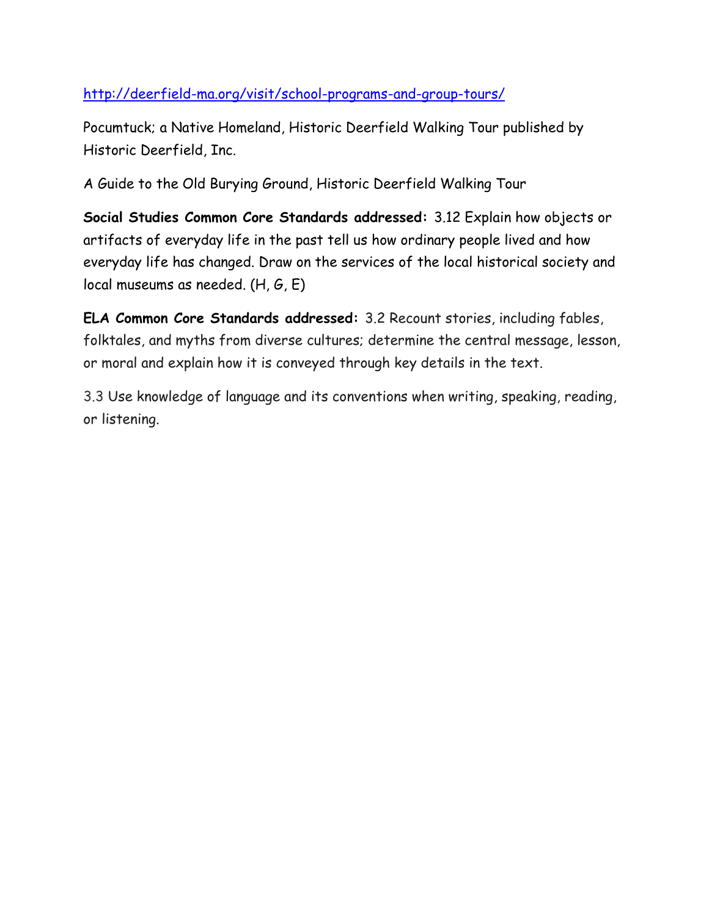[http://deerfield-ma.org/visit/school-programs-and-group-tours/](http://deerfield-ma.org/visit/school-programs-and-group-tours/)

Pocumtuck; a Native Homeland, Historic Deerfield Walking Tour published by Historic Deerfield, Inc.

A Guide to the Old Burying Ground, Historic Deerfield Walking Tour

**Social Studies Common Core Standards addressed:** 3.12 Explain how objects or artifacts of everyday life in the past tell us how ordinary people lived and how everyday life has changed. Draw on the services of the local historical society and local museums as needed. (H, G, E)

**ELA Common Core Standards addressed:** 3.2 Recount stories, including fables, folktales, and myths from diverse cultures; determine the central message, lesson, or moral and explain how it is conveyed through key details in the text.

3.3 Use knowledge of language and its conventions when writing, speaking, reading, or listening.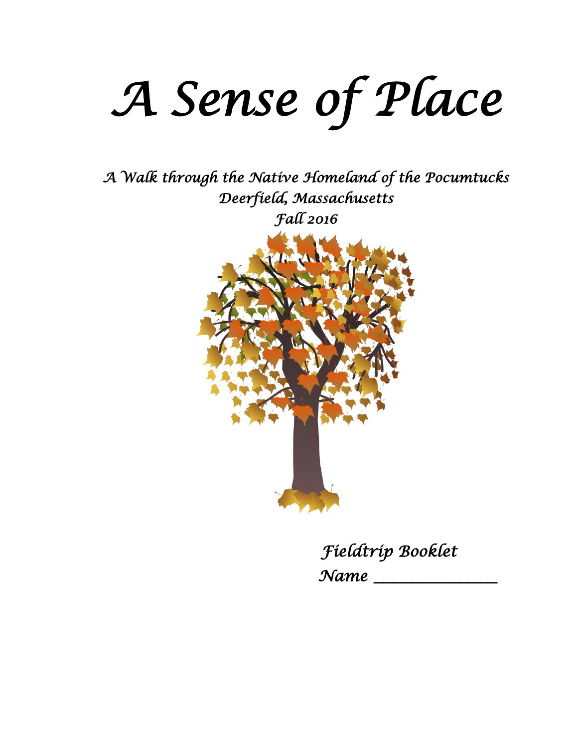# A Sense of Place

*A Walk through the Native Homeland of the Pocumtucks*
*Deerfield, Massachusetts*
*Fall 2016*

*Fieldtrip Booklet*

*Name \_\_\_\_\_\_\_\_\_\_\_\_\_\_\_\_*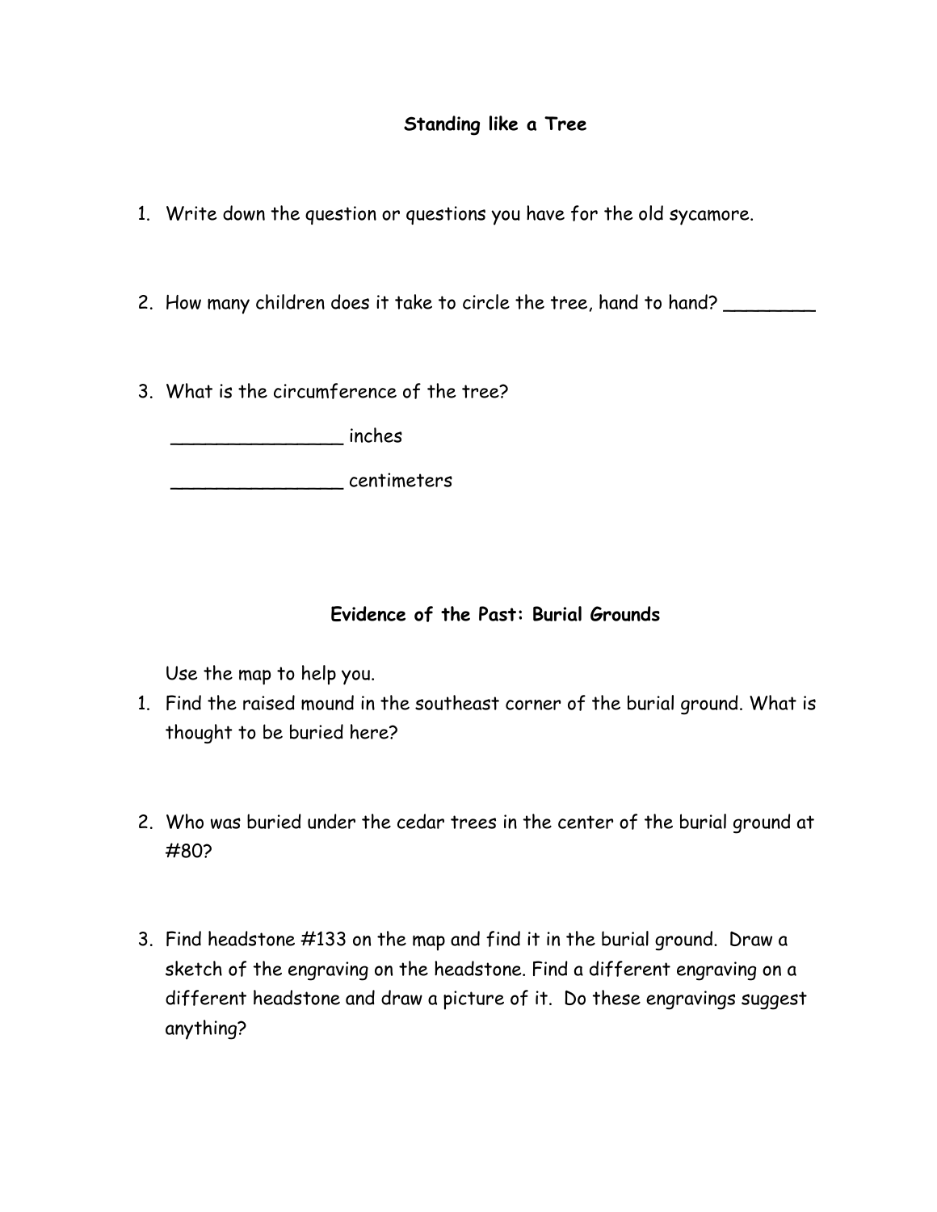## Standing like a Tree

1. Write down the question or questions you have for the old sycamore.

2. How many children does it take to circle the tree, hand to hand? ________

3. What is the circumference of the tree?

   ________________ inches

   ________________ centimeters

## Evidence of the Past: Burial Grounds

Use the map to help you.

1. Find the raised mound in the southeast corner of the burial ground. What is thought to be buried here?

2. Who was buried under the cedar trees in the center of the burial ground at #80?

3. Find headstone #133 on the map and find it in the burial ground. Draw a sketch of the engraving on the headstone. Find a different engraving on a different headstone and draw a picture of it. Do these engravings suggest anything?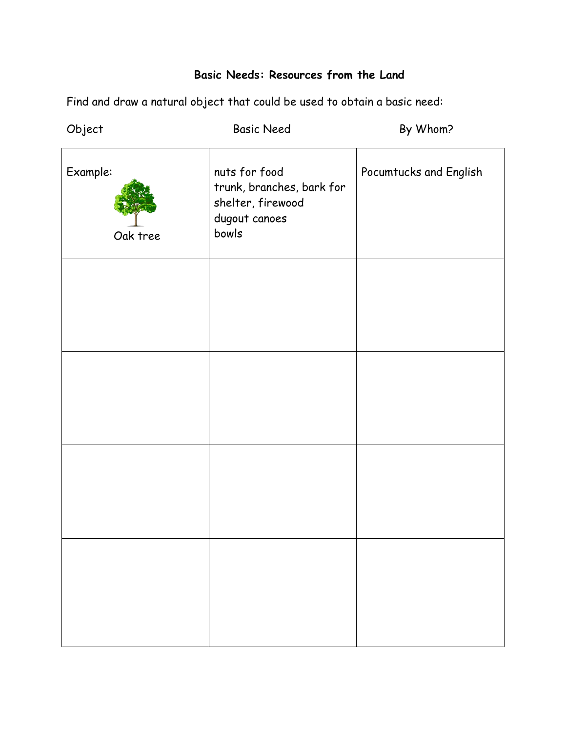**Basic Needs: Resources from the Land**

Find and draw a natural object that could be used to obtain a basic need:

| Object | Basic Need | By Whom? |
| --- | --- | --- |
| Example: Oak tree | nuts for food<br>trunk, branches, bark for shelter, firewood<br>dugout canoes<br>bowls | Pocumtucks and English |
| | | |
| | | |
| | | |
| | | |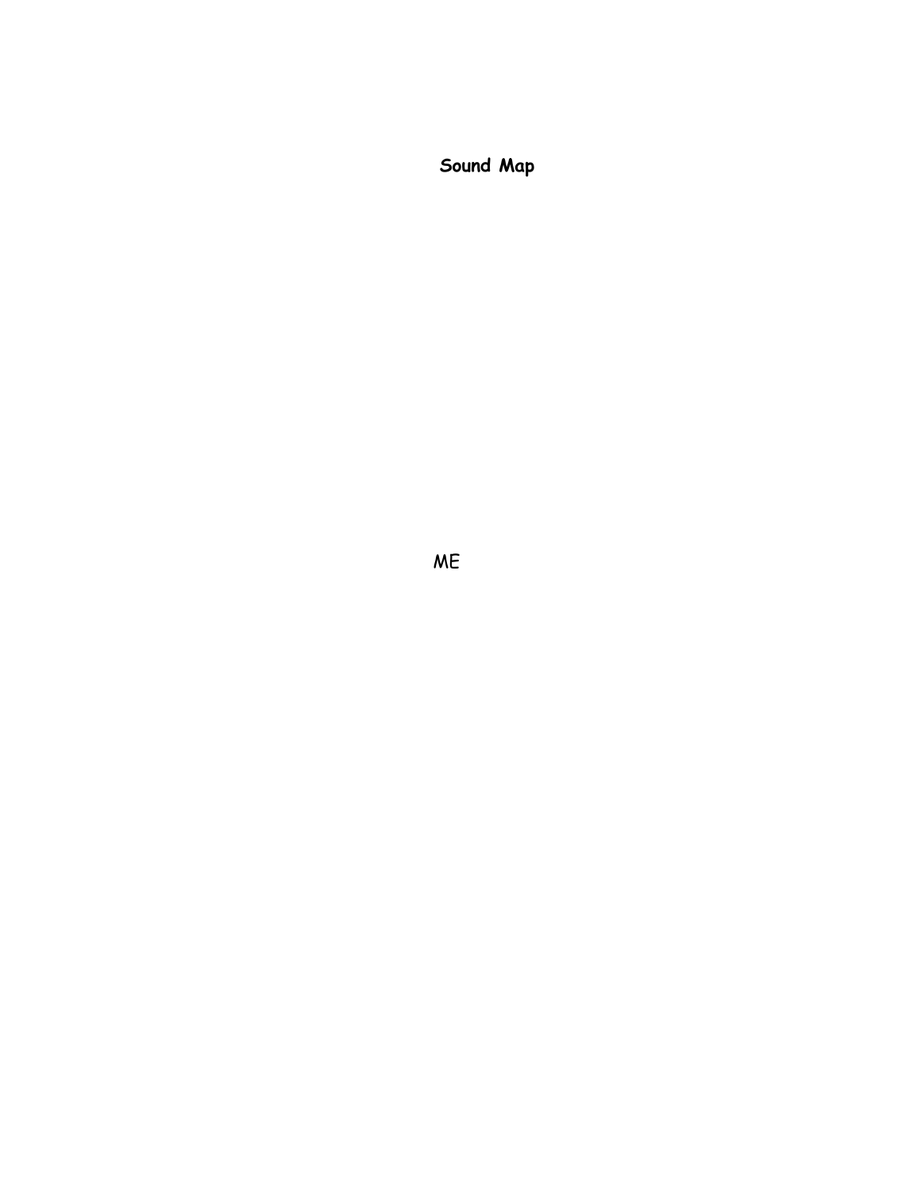**Sound Map**

ME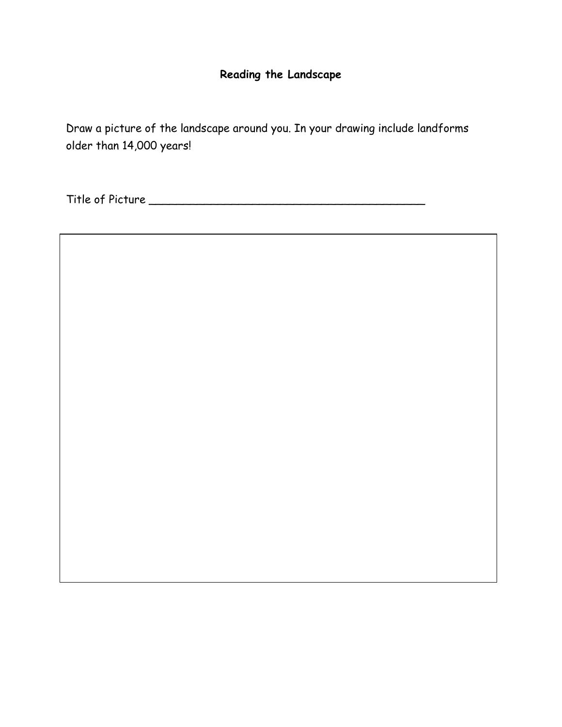### Reading the Landscape

Draw a picture of the landscape around you. In your drawing include landforms older than 14,000 years!

Title of Picture ____________________________________________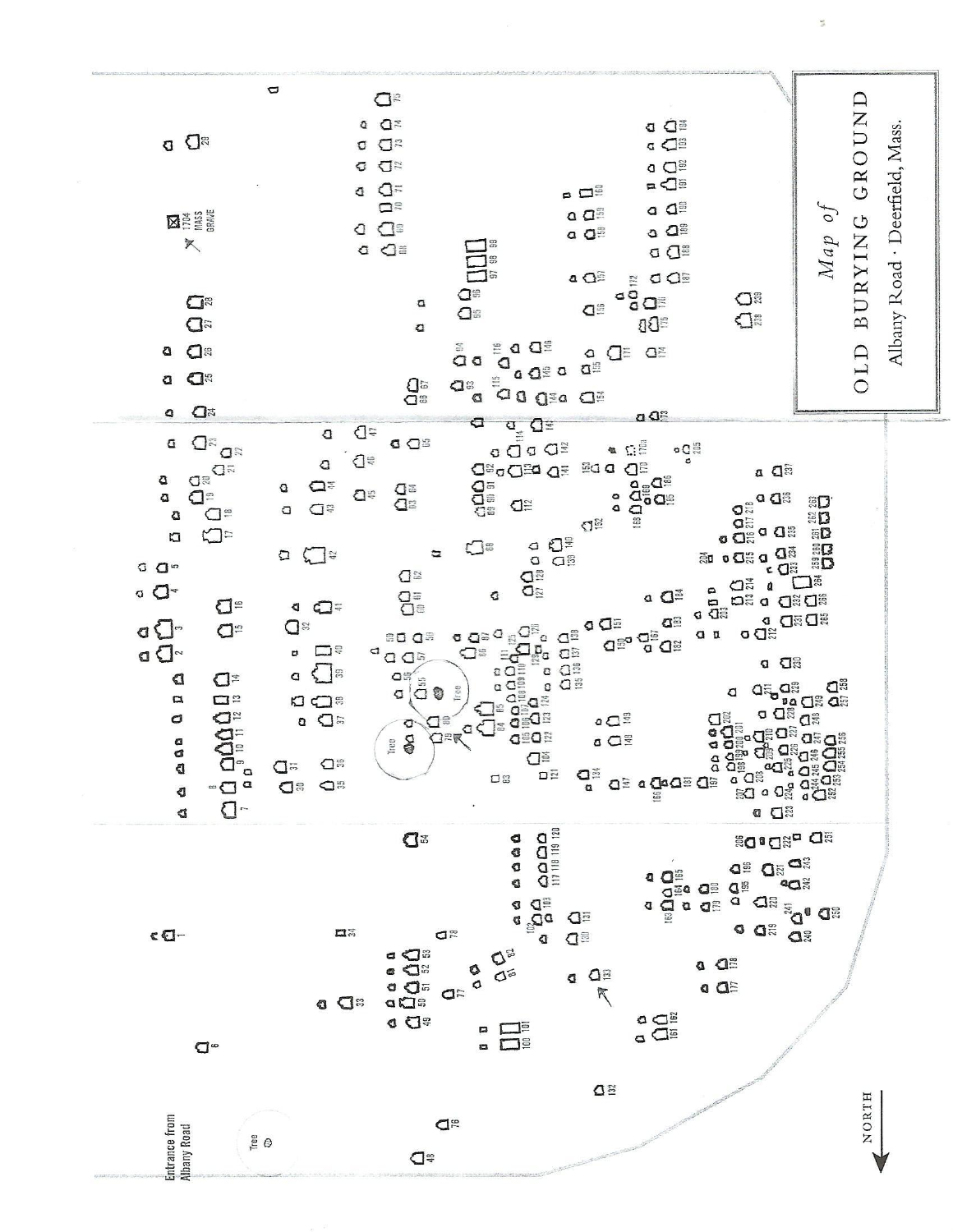*Map of*

# OLD BURYING GROUND

Albany Road · Deerfield, Mass.

Entrance from Albany Road

Tree

1704 MASS GRAVE

NORTH